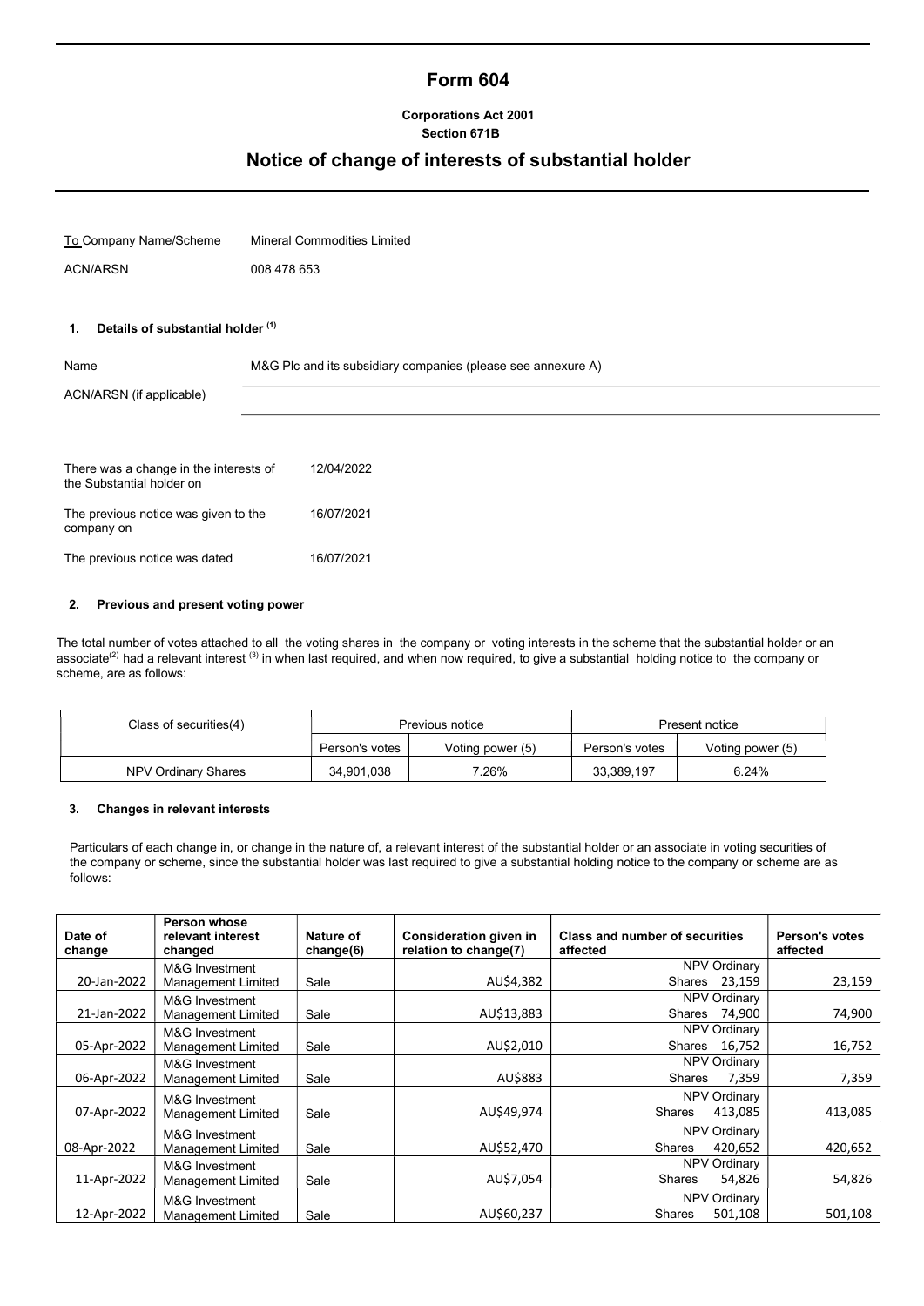# Form 604

**Corporations Act 2001**
**Section 671B**

## Notice of change of interests of substantial holder

To Company Name/Scheme: Mineral Commodities Limited

ACN/ARSN: 008 478 653

### 1. Details of substantial holder [1]

Name: M&G Plc and its subsidiary companies (please see annexure A)

ACN/ARSN (if applicable):

There was a change in the interests of the Substantial holder on: 12/04/2022

The previous notice was given to the company on: 16/07/2021

The previous notice was dated: 16/07/2021

### 2. Previous and present voting power

The total number of votes attached to all the voting shares in the company or voting interests in the scheme that the substantial holder or an associate[2] had a relevant interest [3] in when last required, and when now required, to give a substantial holding notice to the company or scheme, are as follows:

| Class of securities(4) | Previous notice | | Present notice | |
|---|---|---|---|---|
| | Person's votes | Voting power (5) | Person's votes | Voting power (5) |
| NPV Ordinary Shares | 34,901,038 | 7.26% | 33,389,197 | 6.24% |

### 3. Changes in relevant interests

Particulars of each change in, or change in the nature of, a relevant interest of the substantial holder or an associate in voting securities of the company or scheme, since the substantial holder was last required to give a substantial holding notice to the company or scheme are as follows:

| Date of change | Person whose relevant interest changed | Nature of change(6) | Consideration given in relation to change(7) | Class and number of securities affected | Person's votes affected |
|---|---|---|---|---|---|
| 20-Jan-2022 | M&G Investment Management Limited | Sale | AU$4,382 | NPV Ordinary Shares 23,159 | 23,159 |
| 21-Jan-2022 | M&G Investment Management Limited | Sale | AU$13,883 | NPV Ordinary Shares 74,900 | 74,900 |
| 05-Apr-2022 | M&G Investment Management Limited | Sale | AU$2,010 | NPV Ordinary Shares 16,752 | 16,752 |
| 06-Apr-2022 | M&G Investment Management Limited | Sale | AU$883 | NPV Ordinary Shares 7,359 | 7,359 |
| 07-Apr-2022 | M&G Investment Management Limited | Sale | AU$49,974 | NPV Ordinary Shares 413,085 | 413,085 |
| 08-Apr-2022 | M&G Investment Management Limited | Sale | AU$52,470 | NPV Ordinary Shares 420,652 | 420,652 |
| 11-Apr-2022 | M&G Investment Management Limited | Sale | AU$7,054 | NPV Ordinary Shares 54,826 | 54,826 |
| 12-Apr-2022 | M&G Investment Management Limited | Sale | AU$60,237 | NPV Ordinary Shares 501,108 | 501,108 |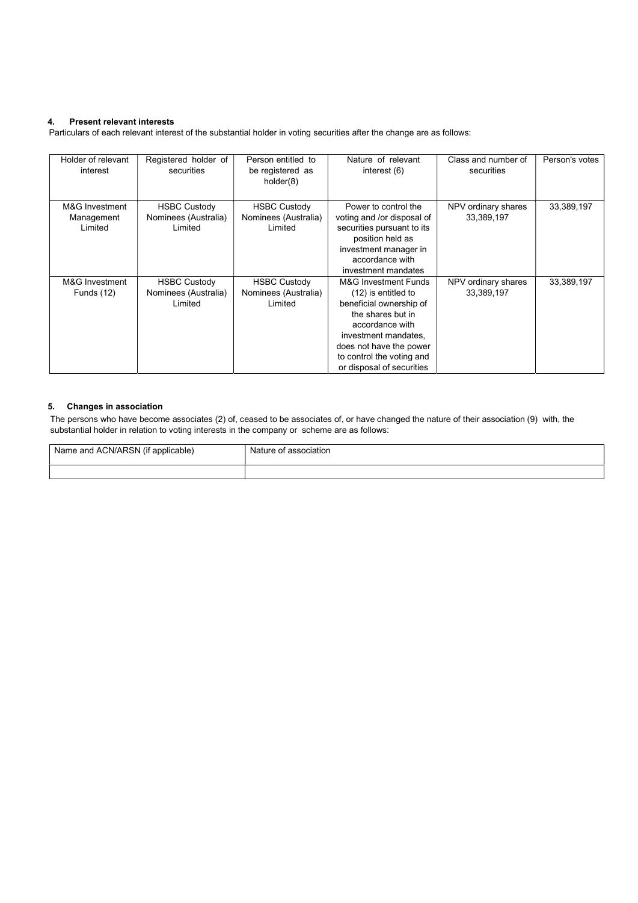#### 4. Present relevant interests

Particulars of each relevant interest of the substantial holder in voting securities after the change are as follows:

| Holder of relevant interest | Registered holder of securities | Person entitled to be registered as holder(8) | Nature of relevant interest (6) | Class and number of securities | Person's votes |
|---|---|---|---|---|---|
| M&G Investment Management Limited | HSBC Custody Nominees (Australia) Limited | HSBC Custody Nominees (Australia) Limited | Power to control the voting and /or disposal of securities pursuant to its position held as investment manager in accordance with investment mandates | NPV ordinary shares 33,389,197 | 33,389,197 |
| M&G Investment Funds (12) | HSBC Custody Nominees (Australia) Limited | HSBC Custody Nominees (Australia) Limited | M&G Investment Funds (12) is entitled to beneficial ownership of the shares but in accordance with investment mandates, does not have the power to control the voting and or disposal of securities | NPV ordinary shares 33,389,197 | 33,389,197 |

#### 5. Changes in association

The persons who have become associates (2) of, ceased to be associates of, or have changed the nature of their association (9) with, the substantial holder in relation to voting interests in the company or scheme are as follows:

| Name and ACN/ARSN (if applicable) | Nature of association |
|---|---|
| | |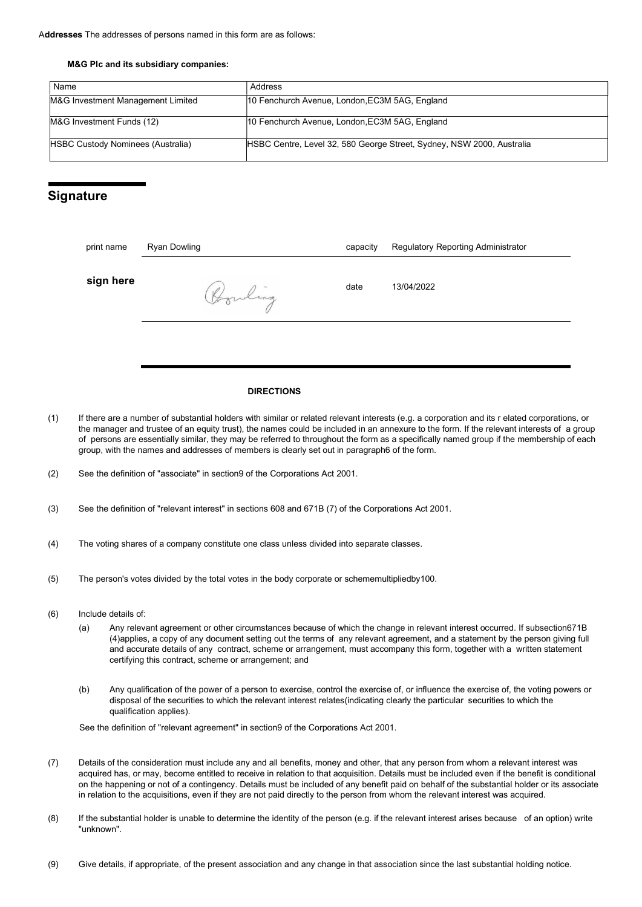**Addresses** The addresses of persons named in this form are as follows:

**M&G Plc and its subsidiary companies:**

| Name | Address |
|---|---|
| M&G Investment Management Limited | 10 Fenchurch Avenue, London,EC3M 5AG, England |
| M&G Investment Funds (12) | 10 Fenchurch Avenue, London,EC3M 5AG, England |
| HSBC Custody Nominees (Australia) | HSBC Centre, Level 32, 580 George Street, Sydney, NSW 2000, Australia |

## Signature

| | | | |
|---|---|---|---|
| print name | Ryan Dowling | capacity | Regulatory Reporting Administrator |
| **sign here** | | date | 13/04/2022 |

**DIRECTIONS**

(1) If there are a number of substantial holders with similar or related relevant interests (e.g. a corporation and its r elated corporations, or the manager and trustee of an equity trust), the names could be included in an annexure to the form. If the relevant interests of a group of persons are essentially similar, they may be referred to throughout the form as a specifically named group if the membership of each group, with the names and addresses of members is clearly set out in paragraph6 of the form.

(2) See the definition of "associate" in section9 of the Corporations Act 2001.

(3) See the definition of "relevant interest" in sections 608 and 671B (7) of the Corporations Act 2001.

(4) The voting shares of a company constitute one class unless divided into separate classes.

(5) The person's votes divided by the total votes in the body corporate or schememultipliedby100.

(6) Include details of:

(a) Any relevant agreement or other circumstances because of which the change in relevant interest occurred. If subsection671B (4)applies, a copy of any document setting out the terms of any relevant agreement, and a statement by the person giving full and accurate details of any contract, scheme or arrangement, must accompany this form, together with a written statement certifying this contract, scheme or arrangement; and

(b) Any qualification of the power of a person to exercise, control the exercise of, or influence the exercise of, the voting powers or disposal of the securities to which the relevant interest relates(indicating clearly the particular securities to which the qualification applies).

See the definition of "relevant agreement" in section9 of the Corporations Act 2001.

(7) Details of the consideration must include any and all benefits, money and other, that any person from whom a relevant interest was acquired has, or may, become entitled to receive in relation to that acquisition. Details must be included even if the benefit is conditional on the happening or not of a contingency. Details must be included of any benefit paid on behalf of the substantial holder or its associate in relation to the acquisitions, even if they are not paid directly to the person from whom the relevant interest was acquired.

(8) If the substantial holder is unable to determine the identity of the person (e.g. if the relevant interest arises because of an option) write "unknown".

(9) Give details, if appropriate, of the present association and any change in that association since the last substantial holding notice.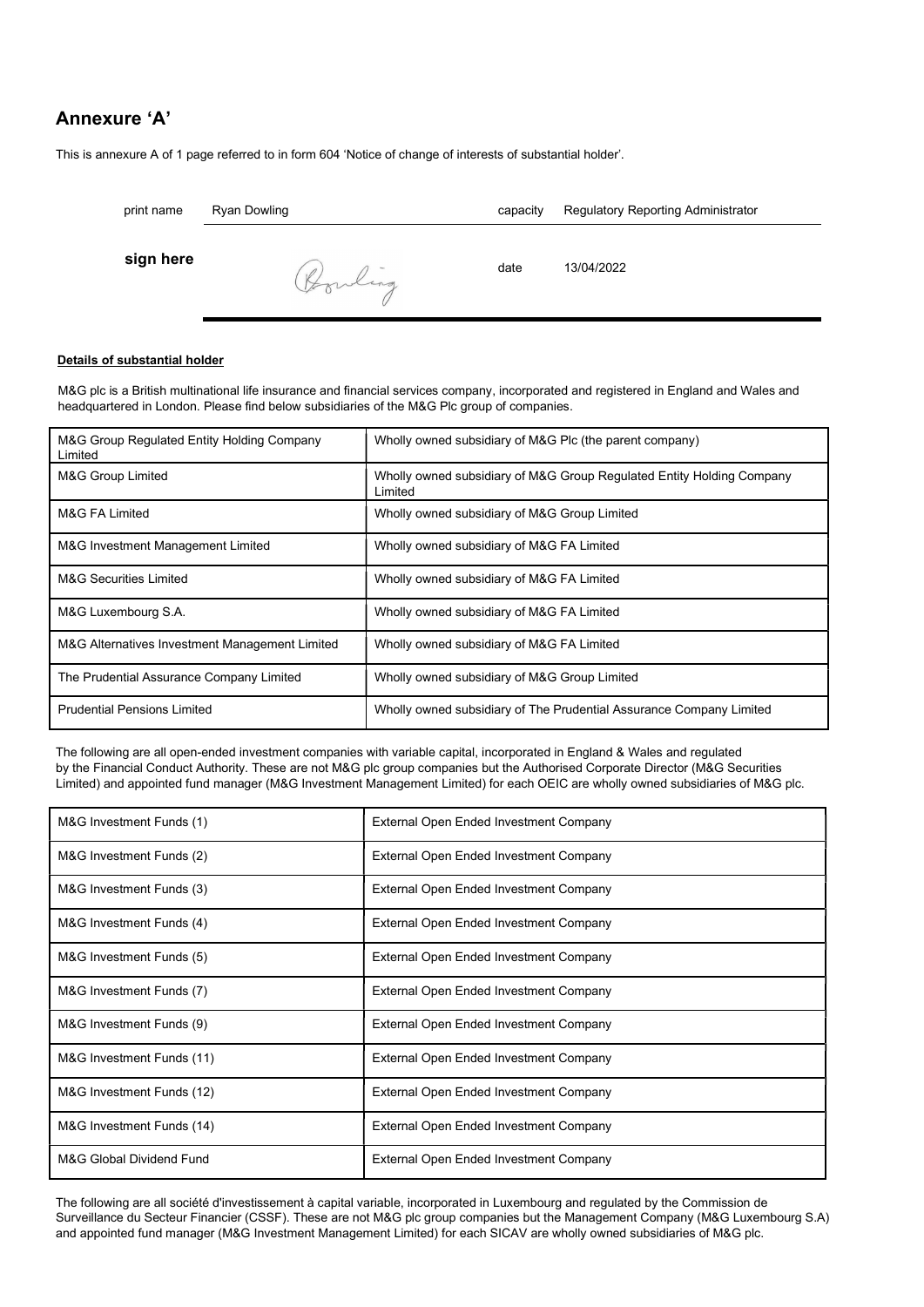# Annexure 'A'

This is annexure A of 1 page referred to in form 604 'Notice of change of interests of substantial holder'.

| | | | |
|---|---|---|---|
| print name | Ryan Dowling | capacity | Regulatory Reporting Administrator |
| **sign here** | | date | 13/04/2022 |

**Details of substantial holder**

M&G plc is a British multinational life insurance and financial services company, incorporated and registered in England and Wales and headquartered in London. Please find below subsidiaries of the M&G Plc group of companies.

| | |
|---|---|
| M&G Group Regulated Entity Holding Company Limited | Wholly owned subsidiary of M&G Plc (the parent company) |
| M&G Group Limited | Wholly owned subsidiary of M&G Group Regulated Entity Holding Company Limited |
| M&G FA Limited | Wholly owned subsidiary of M&G Group Limited |
| M&G Investment Management Limited | Wholly owned subsidiary of M&G FA Limited |
| M&G Securities Limited | Wholly owned subsidiary of M&G FA Limited |
| M&G Luxembourg S.A. | Wholly owned subsidiary of M&G FA Limited |
| M&G Alternatives Investment Management Limited | Wholly owned subsidiary of M&G FA Limited |
| The Prudential Assurance Company Limited | Wholly owned subsidiary of M&G Group Limited |
| Prudential Pensions Limited | Wholly owned subsidiary of The Prudential Assurance Company Limited |

The following are all open-ended investment companies with variable capital, incorporated in England & Wales and regulated by the Financial Conduct Authority. These are not M&G plc group companies but the Authorised Corporate Director (M&G Securities Limited) and appointed fund manager (M&G Investment Management Limited) for each OEIC are wholly owned subsidiaries of M&G plc.

| | |
|---|---|
| M&G Investment Funds (1) | External Open Ended Investment Company |
| M&G Investment Funds (2) | External Open Ended Investment Company |
| M&G Investment Funds (3) | External Open Ended Investment Company |
| M&G Investment Funds (4) | External Open Ended Investment Company |
| M&G Investment Funds (5) | External Open Ended Investment Company |
| M&G Investment Funds (7) | External Open Ended Investment Company |
| M&G Investment Funds (9) | External Open Ended Investment Company |
| M&G Investment Funds (11) | External Open Ended Investment Company |
| M&G Investment Funds (12) | External Open Ended Investment Company |
| M&G Investment Funds (14) | External Open Ended Investment Company |
| M&G Global Dividend Fund | External Open Ended Investment Company |

The following are all société d'investissement à capital variable, incorporated in Luxembourg and regulated by the Commission de Surveillance du Secteur Financier (CSSF). These are not M&G plc group companies but the Management Company (M&G Luxembourg S.A) and appointed fund manager (M&G Investment Management Limited) for each SICAV are wholly owned subsidiaries of M&G plc.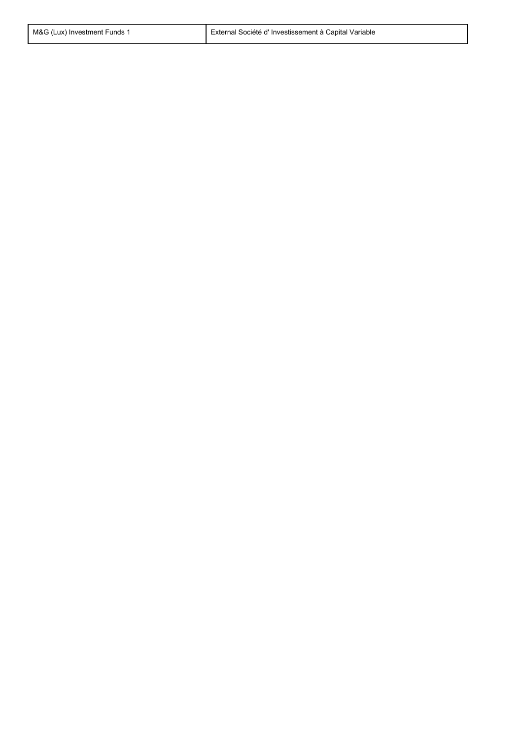| | |
|---|---|
| M&G (Lux) Investment Funds 1 | External Société d' Investissement à Capital Variable |